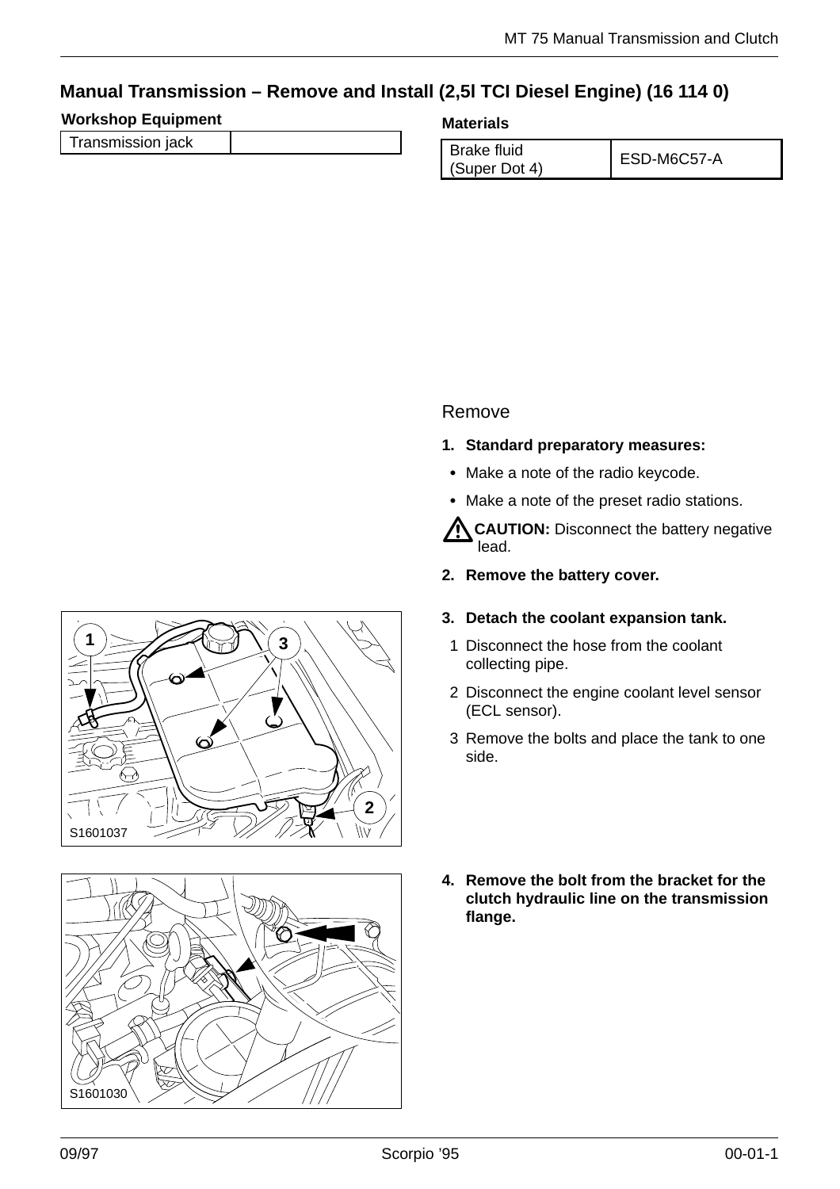## Manual Transmission – Remove and Install (2,5l TCI Diesel Engine) (16 114 0)

**Workshop Equipment**

| Transmission jack | |
|---|---|

**Materials**

| Brake fluid (Super Dot 4) | ESD-M6C57-A |
|---|---|

### Remove

**1. Standard preparatory measures:**

- Make a note of the radio keycode.
- Make a note of the preset radio stations.

**CAUTION:** Disconnect the battery negative lead.

**2. Remove the battery cover.**

**3. Detach the coolant expansion tank.**

1 Disconnect the hose from the coolant collecting pipe.

2 Disconnect the engine coolant level sensor (ECL sensor).

3 Remove the bolts and place the tank to one side.

S1601037

**4. Remove the bolt from the bracket for the clutch hydraulic line on the transmission flange.**

S1601030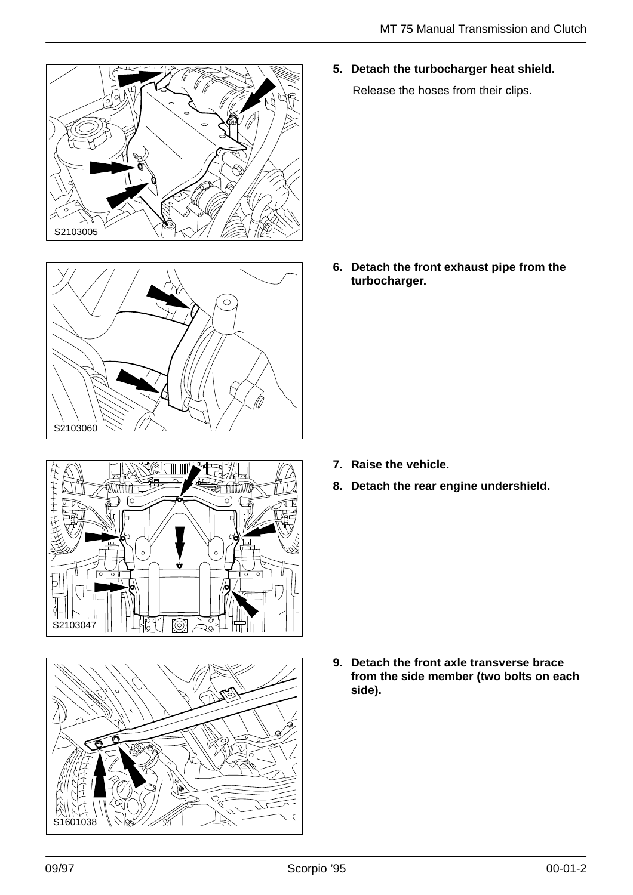S2103005

**5. Detach the turbocharger heat shield.**

Release the hoses from their clips.

S2103060

**6. Detach the front exhaust pipe from the turbocharger.**

S2103047

**7. Raise the vehicle.**

**8. Detach the rear engine undershield.**

S1601038

**9. Detach the front axle transverse brace from the side member (two bolts on each side).**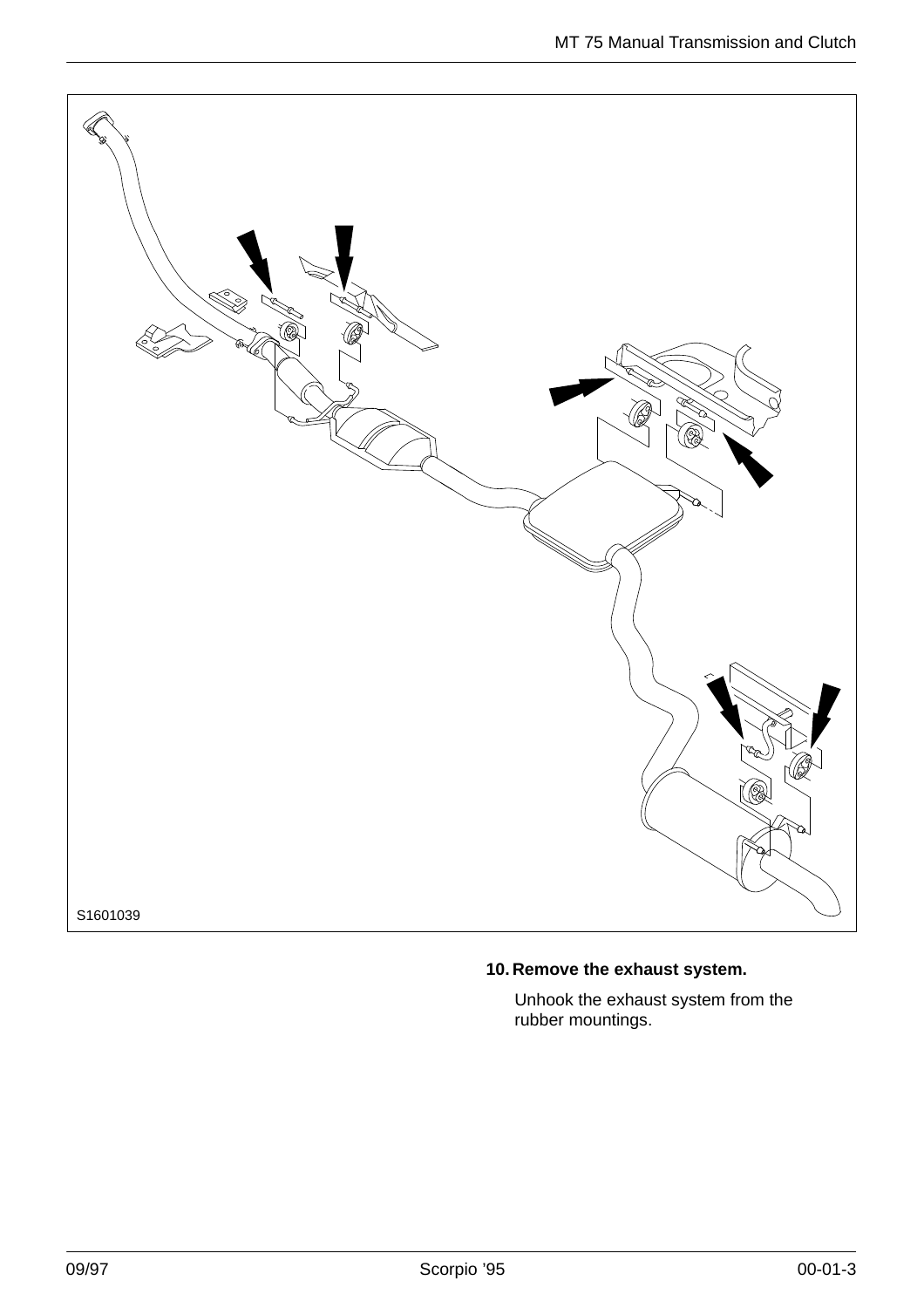S1601039

**10. Remove the exhaust system.**

Unhook the exhaust system from the rubber mountings.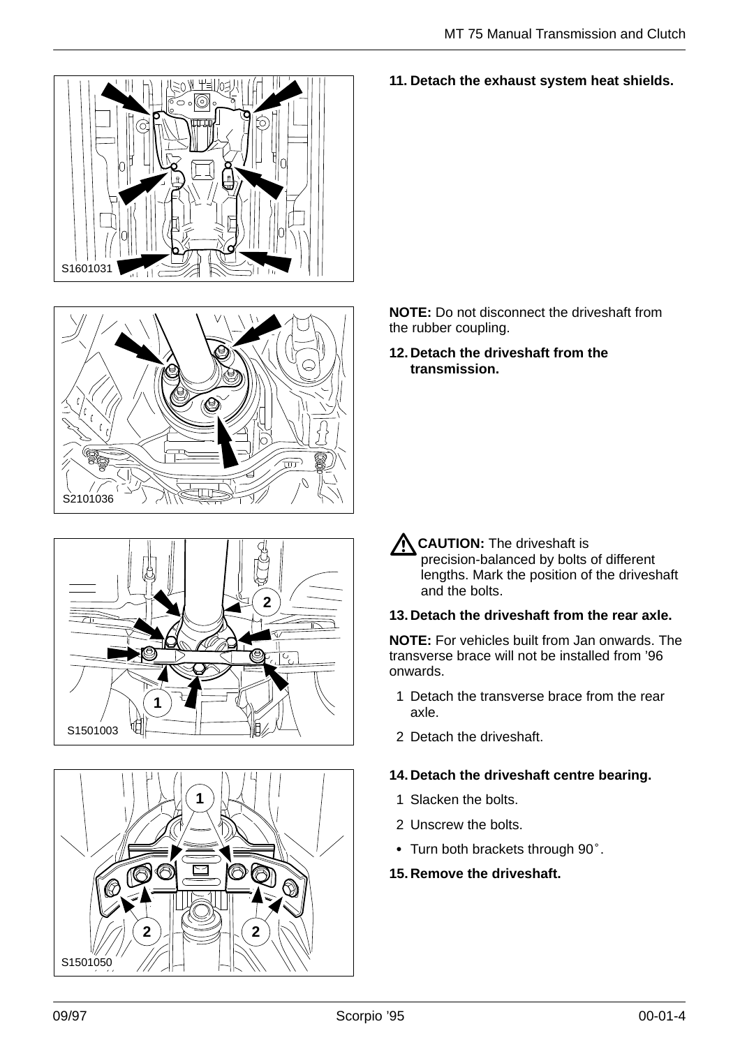**11. Detach the exhaust system heat shields.**

S1601031

**NOTE:** Do not disconnect the driveshaft from the rubber coupling.

**12. Detach the driveshaft from the transmission.**

S2101036

**CAUTION:** The driveshaft is precision-balanced by bolts of different lengths. Mark the position of the driveshaft and the bolts.

**13. Detach the driveshaft from the rear axle.**

**NOTE:** For vehicles built from Jan onwards. The transverse brace will not be installed from '96 onwards.

1 Detach the transverse brace from the rear axle.

2 Detach the driveshaft.

S1501003

**14. Detach the driveshaft centre bearing.**

1 Slacken the bolts.

2 Unscrew the bolts.

- Turn both brackets through 90°.

**15. Remove the driveshaft.**

S1501050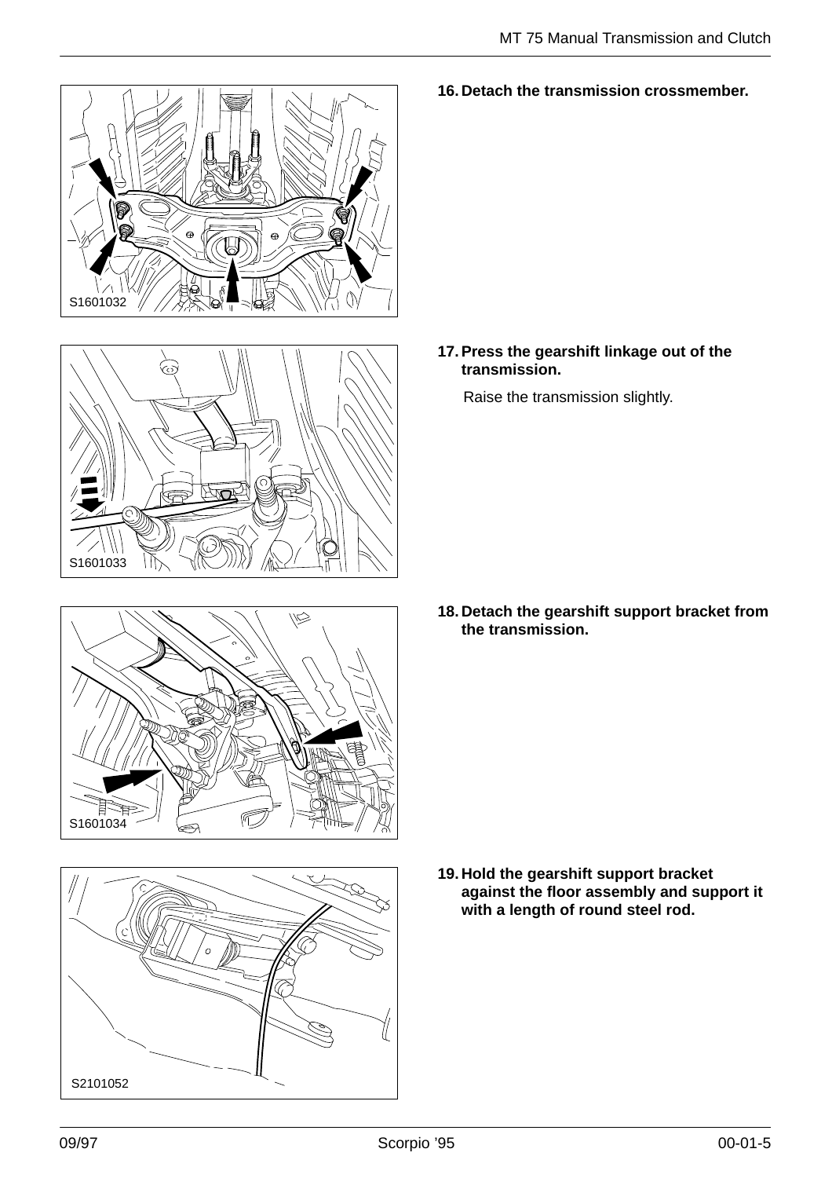S1601032

**16. Detach the transmission crossmember.**

S1601033

**17. Press the gearshift linkage out of the transmission.**

Raise the transmission slightly.

S1601034

**18. Detach the gearshift support bracket from the transmission.**

S2101052

**19. Hold the gearshift support bracket against the floor assembly and support it with a length of round steel rod.**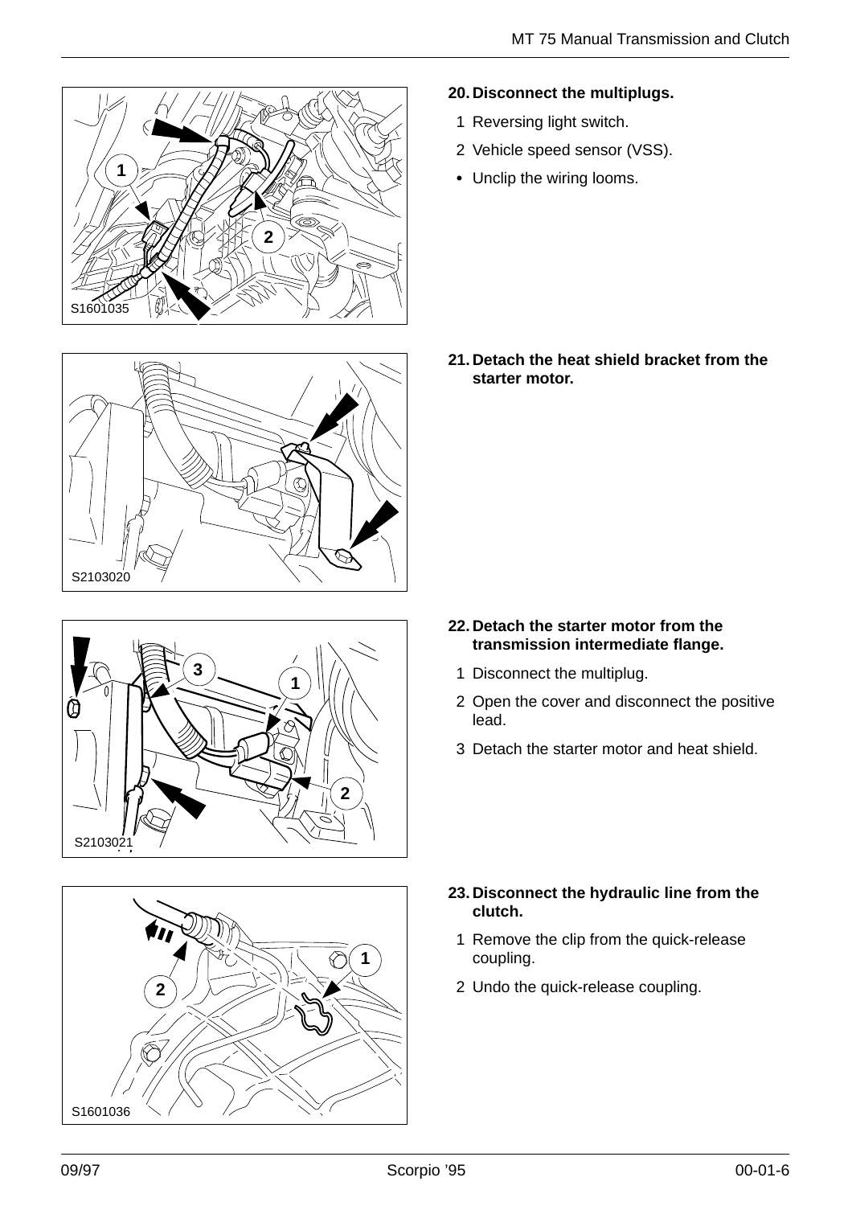S1601035

**20. Disconnect the multiplugs.**

1 Reversing light switch.

2 Vehicle speed sensor (VSS).

- Unclip the wiring looms.

S2103020

**21. Detach the heat shield bracket from the starter motor.**

S2103021

**22. Detach the starter motor from the transmission intermediate flange.**

1 Disconnect the multiplug.

2 Open the cover and disconnect the positive lead.

3 Detach the starter motor and heat shield.

S1601036

**23. Disconnect the hydraulic line from the clutch.**

1 Remove the clip from the quick-release coupling.

2 Undo the quick-release coupling.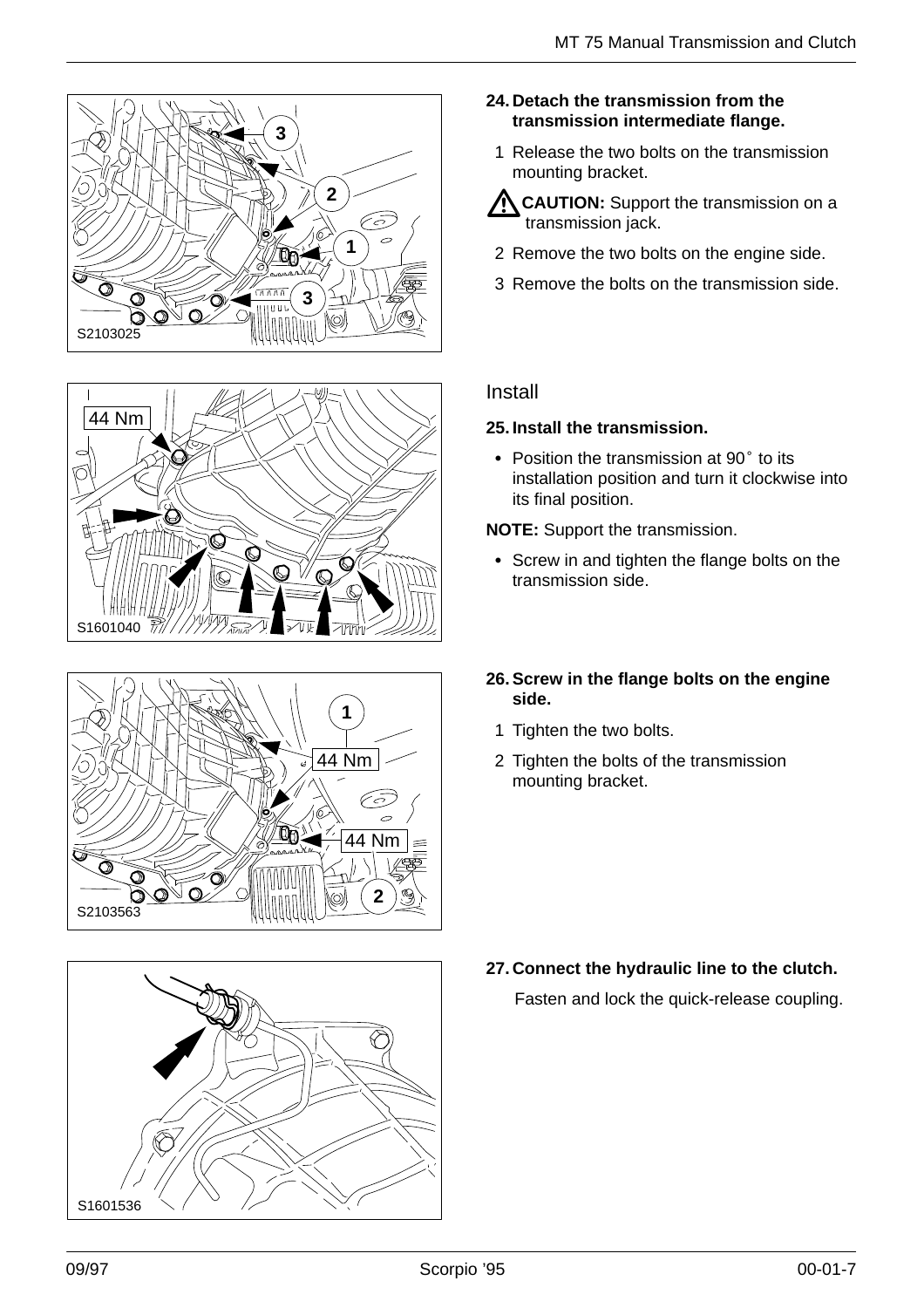**24. Detach the transmission from the transmission intermediate flange.**

1 Release the two bolts on the transmission mounting bracket.

**CAUTION:** Support the transmission on a transmission jack.

2 Remove the two bolts on the engine side.

3 Remove the bolts on the transmission side.

S2103025

## Install

**25. Install the transmission.**

- Position the transmission at 90° to its installation position and turn it clockwise into its final position.

**NOTE:** Support the transmission.

- Screw in and tighten the flange bolts on the transmission side.

S1601040

**26. Screw in the flange bolts on the engine side.**

1 Tighten the two bolts.

2 Tighten the bolts of the transmission mounting bracket.

S2103563

**27. Connect the hydraulic line to the clutch.**

Fasten and lock the quick-release coupling.

S1601536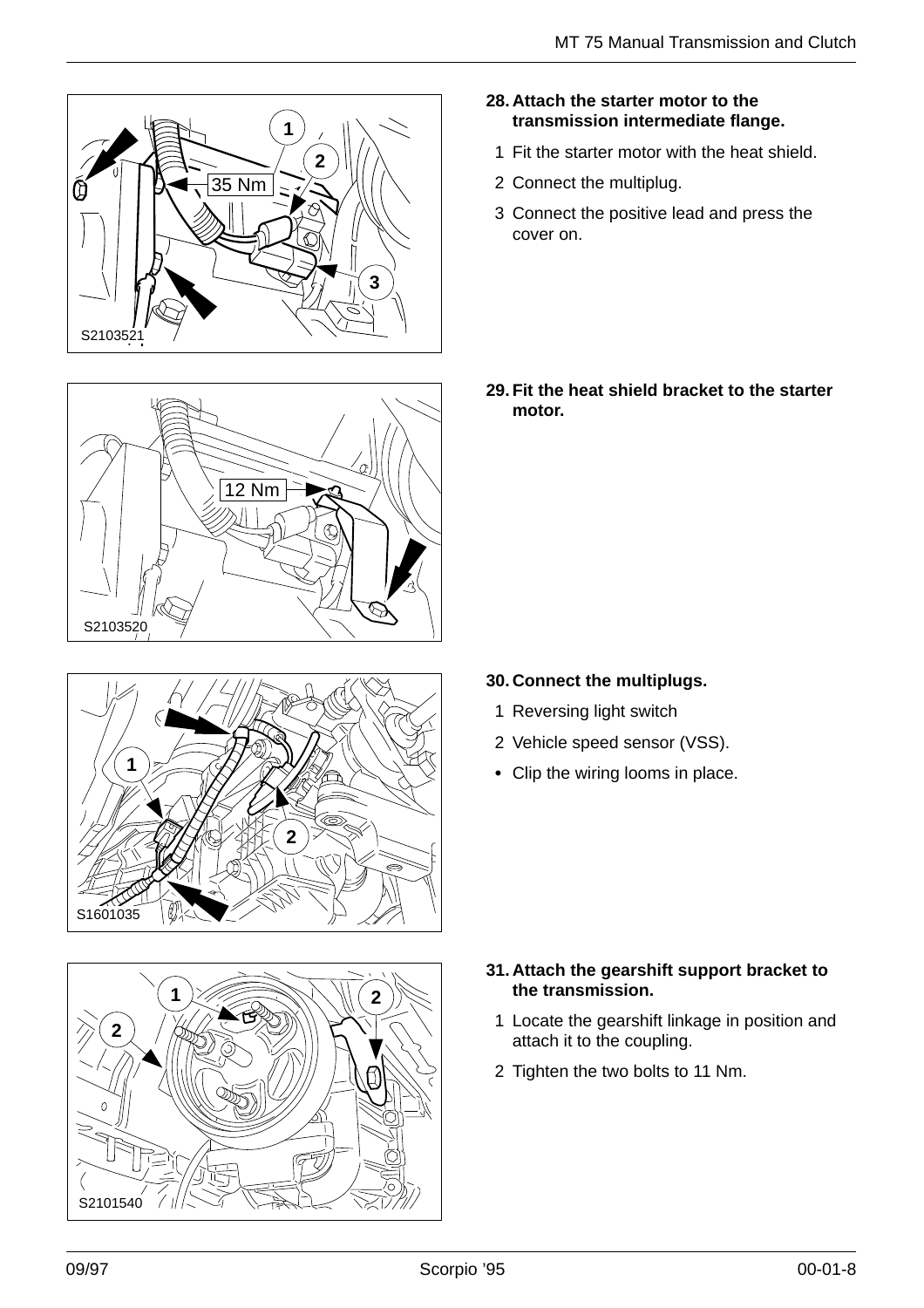**28. Attach the starter motor to the transmission intermediate flange.**

1 Fit the starter motor with the heat shield.

2 Connect the multiplug.

3 Connect the positive lead and press the cover on.

**29. Fit the heat shield bracket to the starter motor.**

**30. Connect the multiplugs.**

1 Reversing light switch

2 Vehicle speed sensor (VSS).

- Clip the wiring looms in place.

**31. Attach the gearshift support bracket to the transmission.**

1 Locate the gearshift linkage in position and attach it to the coupling.

2 Tighten the two bolts to 11 Nm.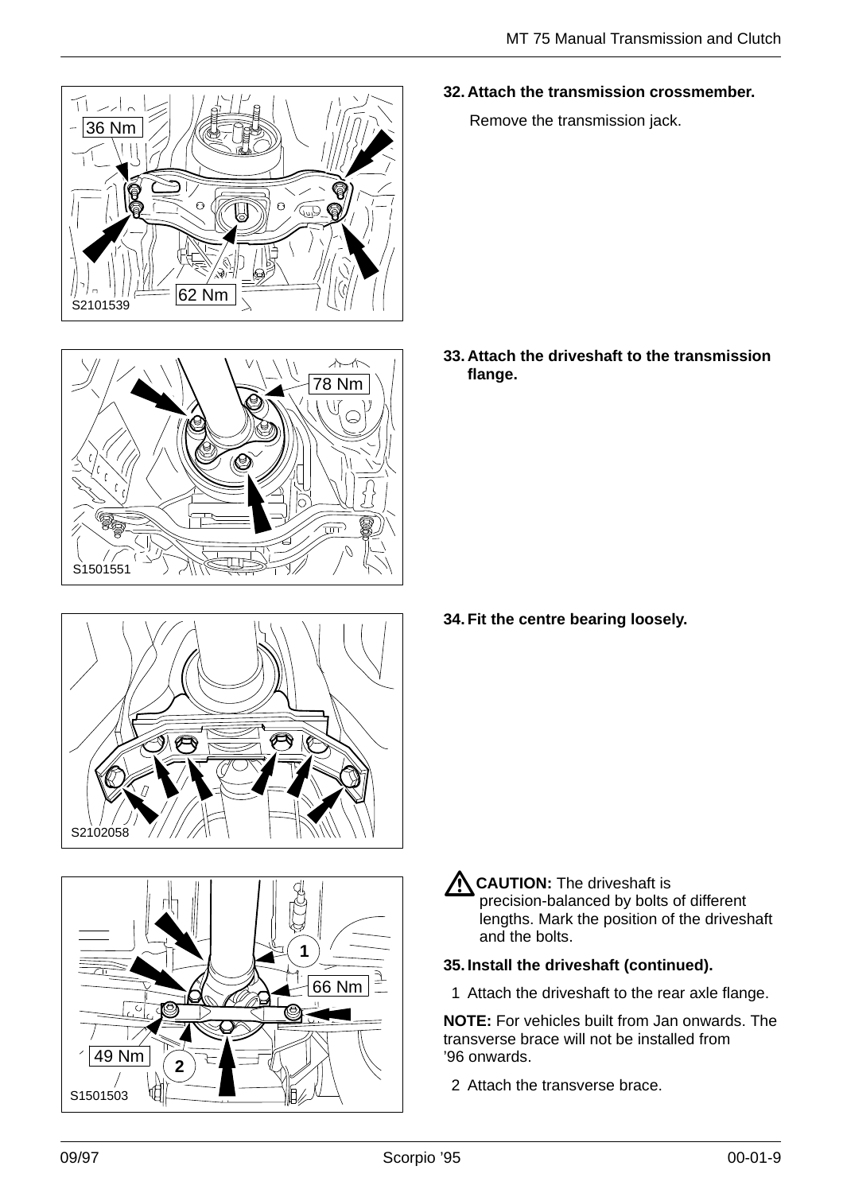**32. Attach the transmission crossmember.**

Remove the transmission jack.

**33. Attach the driveshaft to the transmission flange.**

**34. Fit the centre bearing loosely.**

**CAUTION:** The driveshaft is precision-balanced by bolts of different lengths. Mark the position of the driveshaft and the bolts.

**35. Install the driveshaft (continued).**

1 Attach the driveshaft to the rear axle flange.

**NOTE:** For vehicles built from Jan onwards. The transverse brace will not be installed from ’96 onwards.

2 Attach the transverse brace.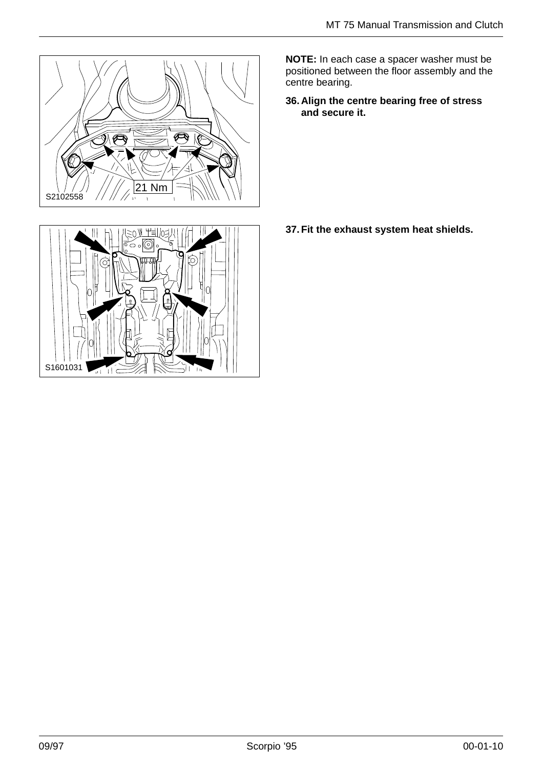**NOTE:** In each case a spacer washer must be positioned between the floor assembly and the centre bearing.

**36. Align the centre bearing free of stress and secure it.**

21 Nm

S2102558

**37. Fit the exhaust system heat shields.**

S1601031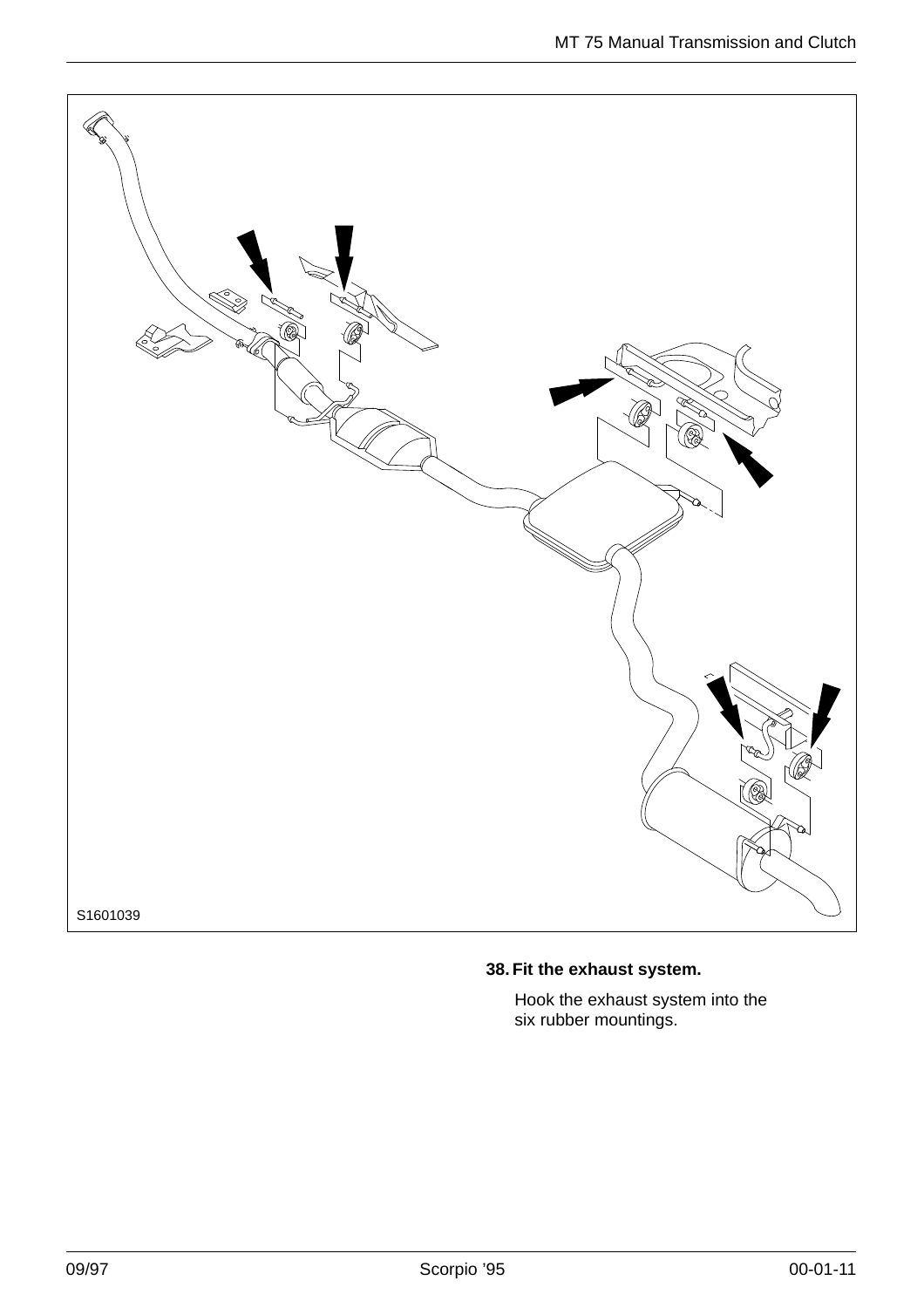S1601039

**38. Fit the exhaust system.**

Hook the exhaust system into the six rubber mountings.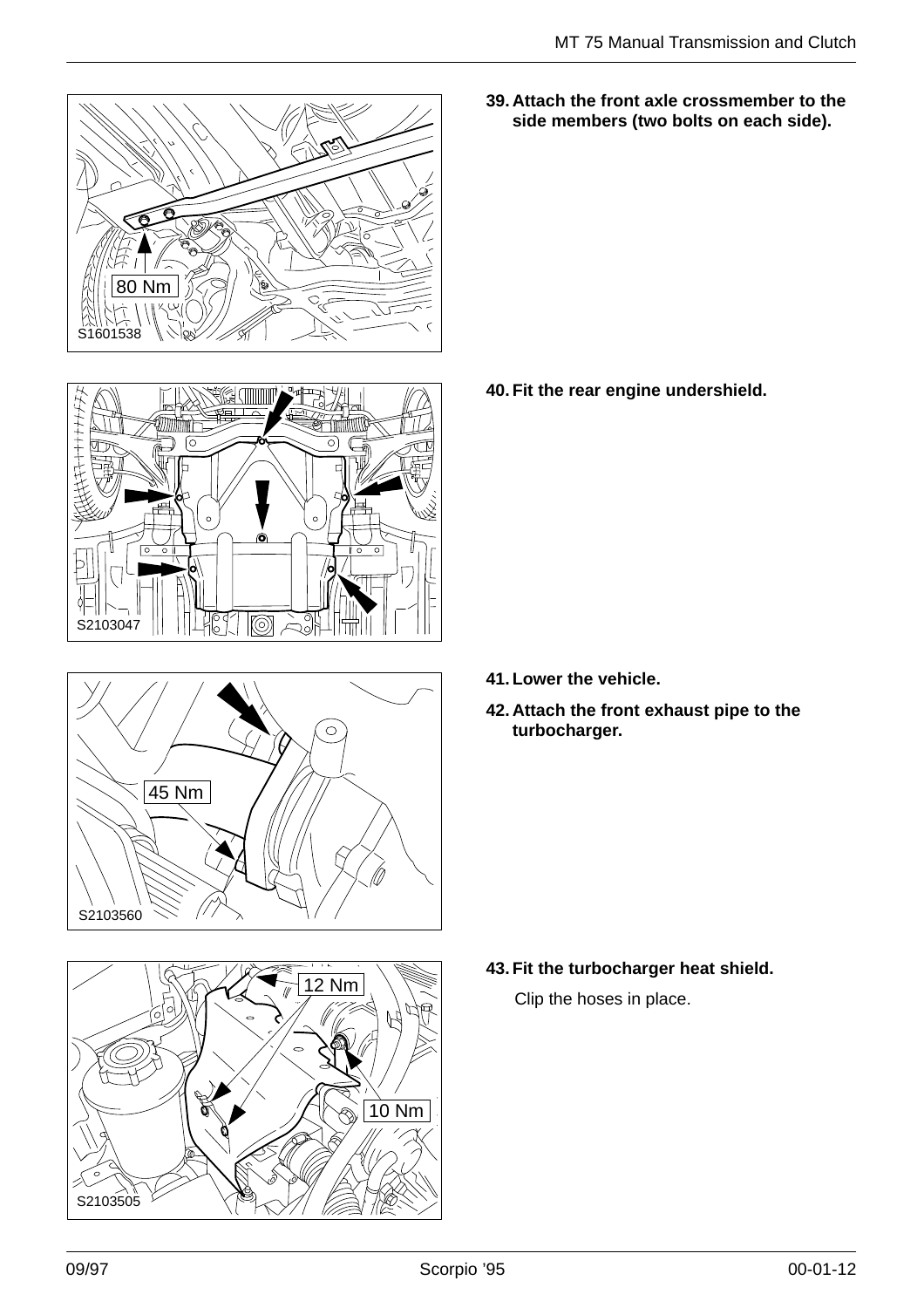**39. Attach the front axle crossmember to the side members (two bolts on each side).**

80 Nm

S1601538

**40. Fit the rear engine undershield.**

S2103047

**41. Lower the vehicle.**

**42. Attach the front exhaust pipe to the turbocharger.**

45 Nm

S2103560

**43. Fit the turbocharger heat shield.**

Clip the hoses in place.

12 Nm

10 Nm

S2103505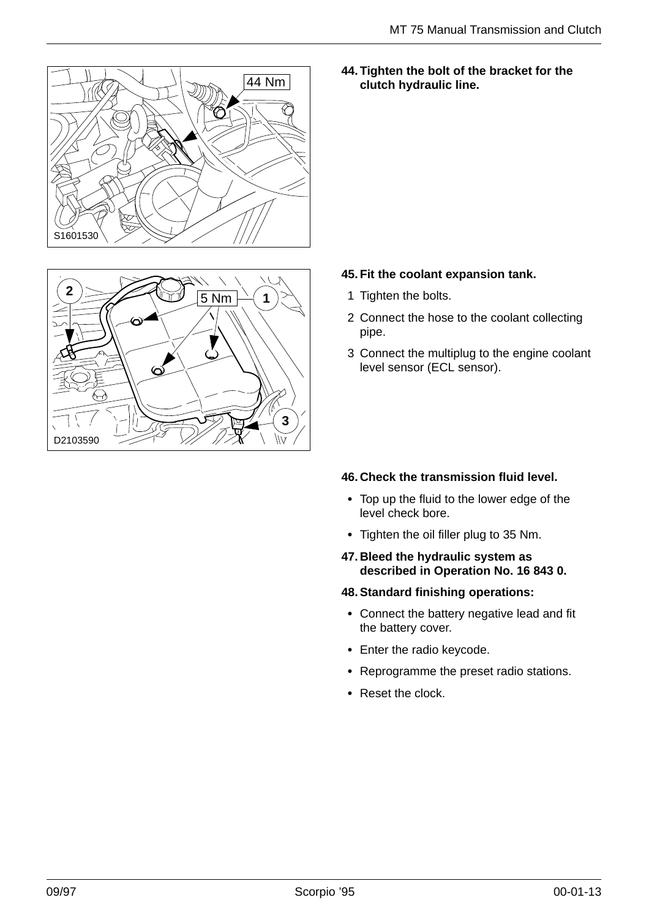**44. Tighten the bolt of the bracket for the clutch hydraulic line.**

44 Nm

S1601530

**45. Fit the coolant expansion tank.**

1 Tighten the bolts.

2 Connect the hose to the coolant collecting pipe.

3 Connect the multiplug to the engine coolant level sensor (ECL sensor).

5 Nm

D2103590

**46. Check the transmission fluid level.**

- Top up the fluid to the lower edge of the level check bore.
- Tighten the oil filler plug to 35 Nm.

**47. Bleed the hydraulic system as described in Operation No. 16 843 0.**

**48. Standard finishing operations:**

- Connect the battery negative lead and fit the battery cover.
- Enter the radio keycode.
- Reprogramme the preset radio stations.
- Reset the clock.